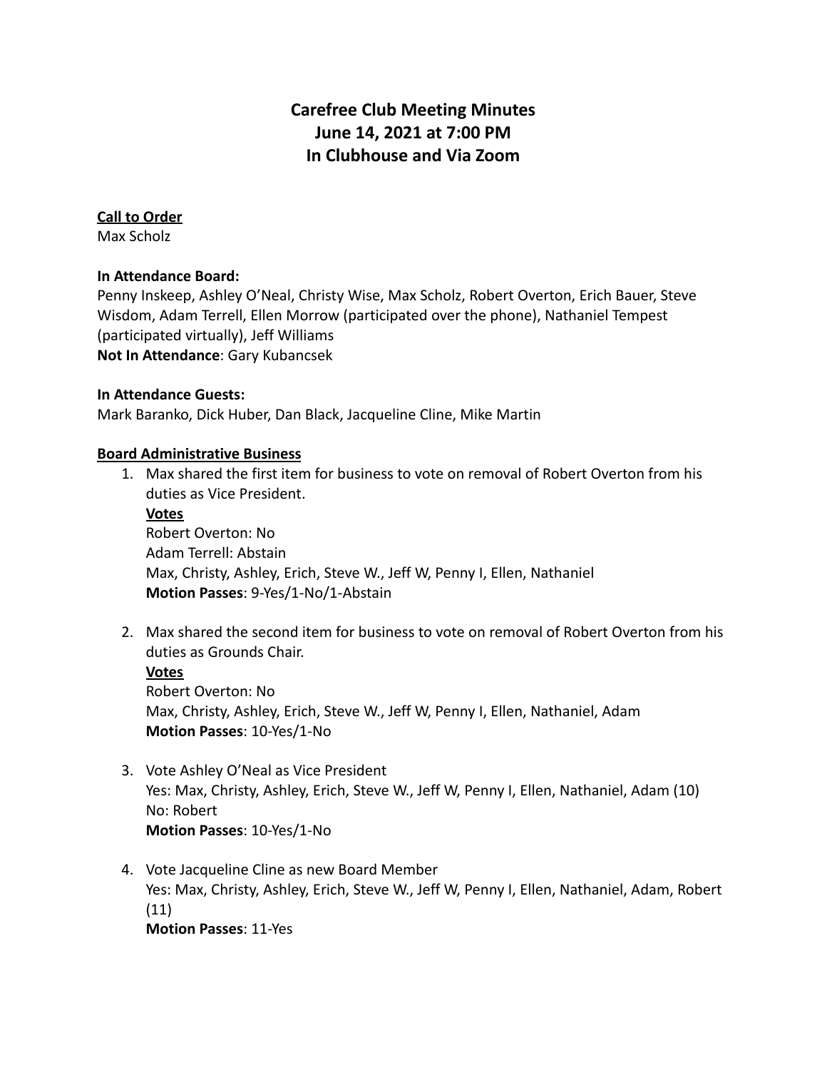# Carefree Club Meeting Minutes
# June 14, 2021 at 7:00 PM
# In Clubhouse and Via Zoom

**Call to Order**
Max Scholz

**In Attendance Board:**
Penny Inskeep, Ashley O'Neal, Christy Wise, Max Scholz, Robert Overton, Erich Bauer, Steve Wisdom, Adam Terrell, Ellen Morrow (participated over the phone), Nathaniel Tempest (participated virtually), Jeff Williams
**Not In Attendance**: Gary Kubancsek

**In Attendance Guests:**
Mark Baranko, Dick Huber, Dan Black, Jacqueline Cline, Mike Martin

**Board Administrative Business**

1. Max shared the first item for business to vote on removal of Robert Overton from his duties as Vice President.
   **Votes**
   Robert Overton: No
   Adam Terrell: Abstain
   Max, Christy, Ashley, Erich, Steve W., Jeff W, Penny I, Ellen, Nathaniel
   **Motion Passes**: 9-Yes/1-No/1-Abstain

2. Max shared the second item for business to vote on removal of Robert Overton from his duties as Grounds Chair.
   **Votes**
   Robert Overton: No
   Max, Christy, Ashley, Erich, Steve W., Jeff W, Penny I, Ellen, Nathaniel, Adam
   **Motion Passes**: 10-Yes/1-No

3. Vote Ashley O'Neal as Vice President
   Yes: Max, Christy, Ashley, Erich, Steve W., Jeff W, Penny I, Ellen, Nathaniel, Adam (10)
   No: Robert
   **Motion Passes**: 10-Yes/1-No

4. Vote Jacqueline Cline as new Board Member
   Yes: Max, Christy, Ashley, Erich, Steve W., Jeff W, Penny I, Ellen, Nathaniel, Adam, Robert (11)
   **Motion Passes**: 11-Yes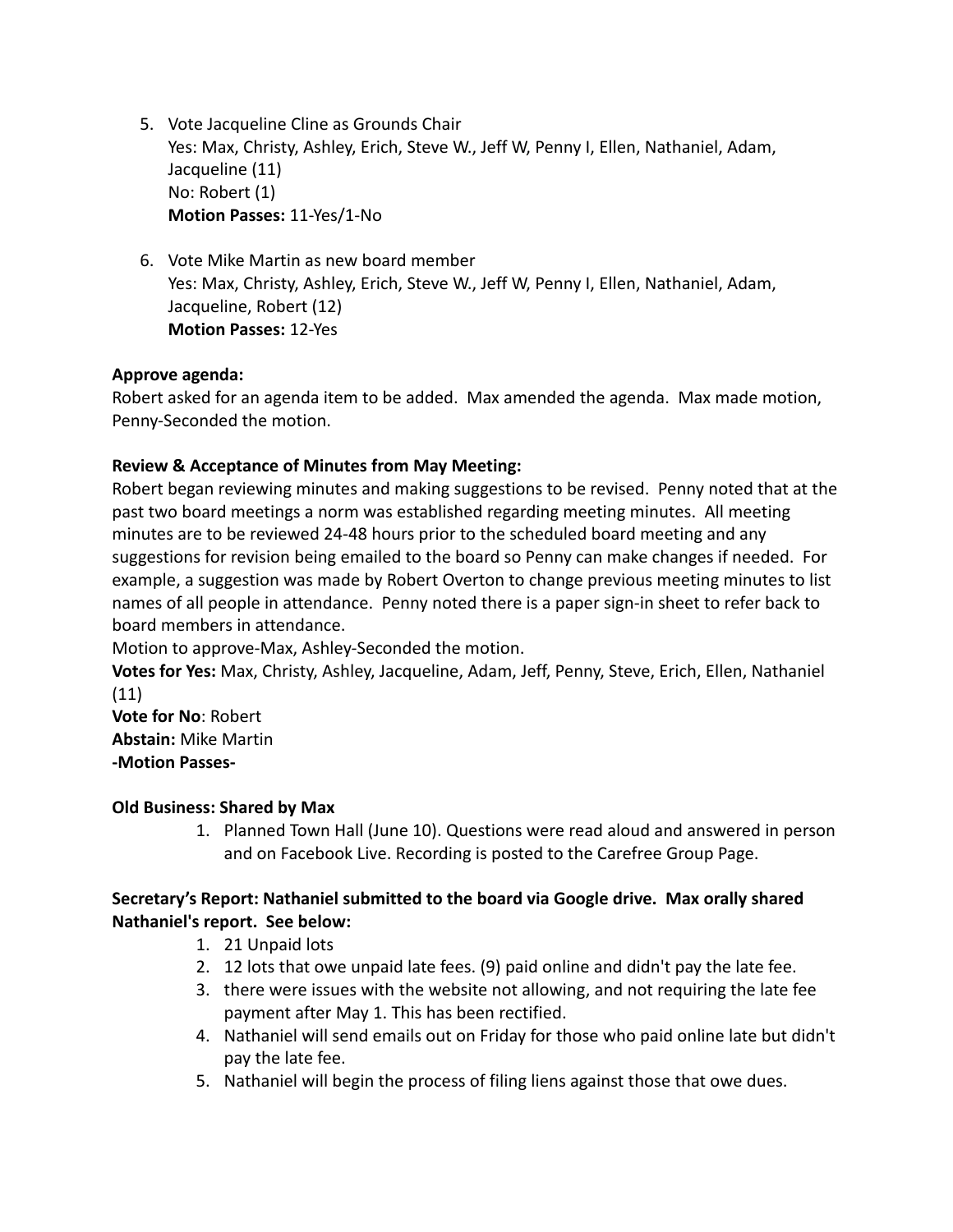5. Vote Jacqueline Cline as Grounds Chair
   Yes: Max, Christy, Ashley, Erich, Steve W., Jeff W, Penny I, Ellen, Nathaniel, Adam, Jacqueline (11)
   No: Robert (1)
   **Motion Passes:** 11-Yes/1-No

6. Vote Mike Martin as new board member
   Yes: Max, Christy, Ashley, Erich, Steve W., Jeff W, Penny I, Ellen, Nathaniel, Adam, Jacqueline, Robert (12)
   **Motion Passes:** 12-Yes

**Approve agenda:**
Robert asked for an agenda item to be added. Max amended the agenda. Max made motion, Penny-Seconded the motion.

**Review & Acceptance of Minutes from May Meeting:**
Robert began reviewing minutes and making suggestions to be revised. Penny noted that at the past two board meetings a norm was established regarding meeting minutes. All meeting minutes are to be reviewed 24-48 hours prior to the scheduled board meeting and any suggestions for revision being emailed to the board so Penny can make changes if needed. For example, a suggestion was made by Robert Overton to change previous meeting minutes to list names of all people in attendance. Penny noted there is a paper sign-in sheet to refer back to board members in attendance.
Motion to approve-Max, Ashley-Seconded the motion.
**Votes for Yes:** Max, Christy, Ashley, Jacqueline, Adam, Jeff, Penny, Steve, Erich, Ellen, Nathaniel (11)
**Vote for No**: Robert
**Abstain:** Mike Martin
**-Motion Passes-**

**Old Business: Shared by Max**

1. Planned Town Hall (June 10). Questions were read aloud and answered in person and on Facebook Live. Recording is posted to the Carefree Group Page.

**Secretary's Report: Nathaniel submitted to the board via Google drive. Max orally shared Nathaniel's report. See below:**

1. 21 Unpaid lots
2. 12 lots that owe unpaid late fees. (9) paid online and didn't pay the late fee.
3. there were issues with the website not allowing, and not requiring the late fee payment after May 1. This has been rectified.
4. Nathaniel will send emails out on Friday for those who paid online late but didn't pay the late fee.
5. Nathaniel will begin the process of filing liens against those that owe dues.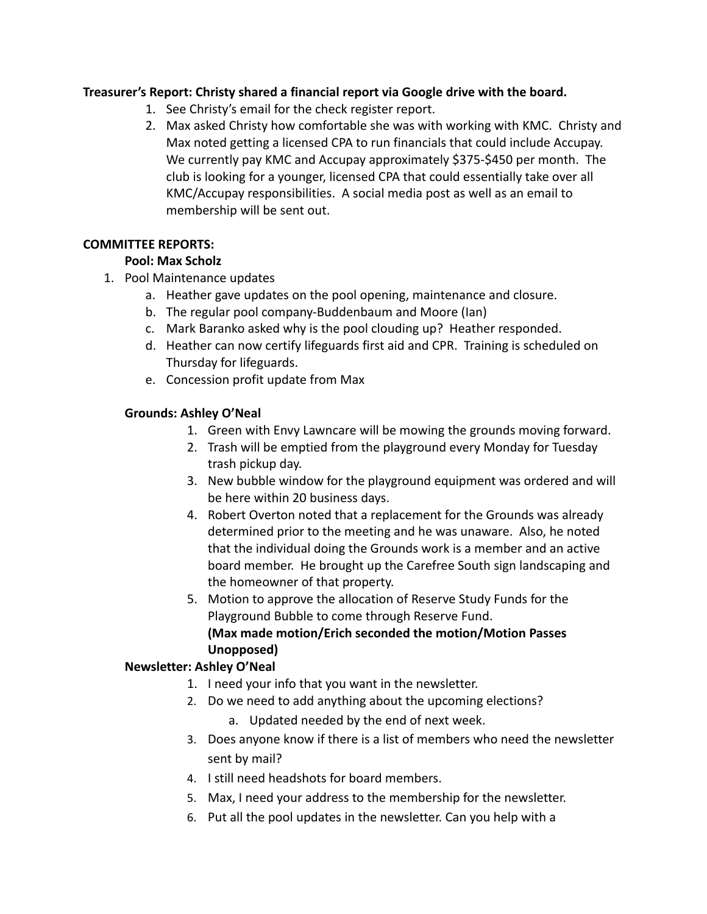**Treasurer's Report: Christy shared a financial report via Google drive with the board.**

1. See Christy's email for the check register report.
2. Max asked Christy how comfortable she was with working with KMC. Christy and Max noted getting a licensed CPA to run financials that could include Accupay. We currently pay KMC and Accupay approximately $375-$450 per month. The club is looking for a younger, licensed CPA that could essentially take over all KMC/Accupay responsibilities. A social media post as well as an email to membership will be sent out.

**COMMITTEE REPORTS:**

**Pool: Max Scholz**

1. Pool Maintenance updates
    a. Heather gave updates on the pool opening, maintenance and closure.
    b. The regular pool company-Buddenbaum and Moore (Ian)
    c. Mark Baranko asked why is the pool clouding up? Heather responded.
    d. Heather can now certify lifeguards first aid and CPR. Training is scheduled on Thursday for lifeguards.
    e. Concession profit update from Max

**Grounds: Ashley O'Neal**

1. Green with Envy Lawncare will be mowing the grounds moving forward.
2. Trash will be emptied from the playground every Monday for Tuesday trash pickup day.
3. New bubble window for the playground equipment was ordered and will be here within 20 business days.
4. Robert Overton noted that a replacement for the Grounds was already determined prior to the meeting and he was unaware. Also, he noted that the individual doing the Grounds work is a member and an active board member. He brought up the Carefree South sign landscaping and the homeowner of that property.
5. Motion to approve the allocation of Reserve Study Funds for the Playground Bubble to come through Reserve Fund.
   **(Max made motion/Erich seconded the motion/Motion Passes Unopposed)**

**Newsletter: Ashley O'Neal**

1. I need your info that you want in the newsletter.
2. Do we need to add anything about the upcoming elections?
    a. Updated needed by the end of next week.
3. Does anyone know if there is a list of members who need the newsletter sent by mail?
4. I still need headshots for board members.
5. Max, I need your address to the membership for the newsletter.
6. Put all the pool updates in the newsletter. Can you help with a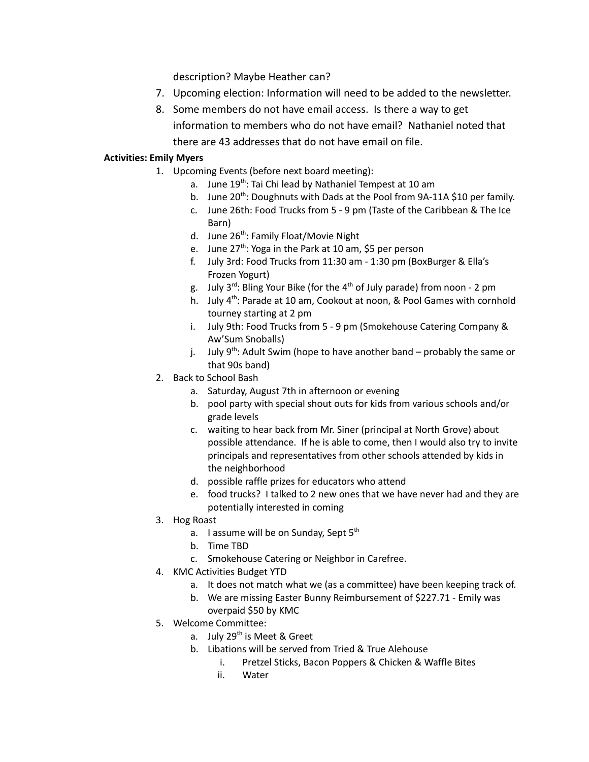description? Maybe Heather can?

7. Upcoming election: Information will need to be added to the newsletter.
8. Some members do not have email access. Is there a way to get information to members who do not have email? Nathaniel noted that there are 43 addresses that do not have email on file.

**Activities: Emily Myers**

1. Upcoming Events (before next board meeting):
   a. June 19th: Tai Chi lead by Nathaniel Tempest at 10 am
   b. June 20th: Doughnuts with Dads at the Pool from 9A-11A $10 per family.
   c. June 26th: Food Trucks from 5 - 9 pm (Taste of the Caribbean & The Ice Barn)
   d. June 26th: Family Float/Movie Night
   e. June 27th: Yoga in the Park at 10 am, $5 per person
   f. July 3rd: Food Trucks from 11:30 am - 1:30 pm (BoxBurger & Ella's Frozen Yogurt)
   g. July 3rd: Bling Your Bike (for the 4th of July parade) from noon - 2 pm
   h. July 4th: Parade at 10 am, Cookout at noon, & Pool Games with cornhold tourney starting at 2 pm
   i. July 9th: Food Trucks from 5 - 9 pm (Smokehouse Catering Company & Aw'Sum Snoballs)
   j. July 9th: Adult Swim (hope to have another band – probably the same or that 90s band)
2. Back to School Bash
   a. Saturday, August 7th in afternoon or evening
   b. pool party with special shout outs for kids from various schools and/or grade levels
   c. waiting to hear back from Mr. Siner (principal at North Grove) about possible attendance. If he is able to come, then I would also try to invite principals and representatives from other schools attended by kids in the neighborhood
   d. possible raffle prizes for educators who attend
   e. food trucks? I talked to 2 new ones that we have never had and they are potentially interested in coming
3. Hog Roast
   a. I assume will be on Sunday, Sept 5th
   b. Time TBD
   c. Smokehouse Catering or Neighbor in Carefree.
4. KMC Activities Budget YTD
   a. It does not match what we (as a committee) have been keeping track of.
   b. We are missing Easter Bunny Reimbursement of $227.71 - Emily was overpaid $50 by KMC
5. Welcome Committee:
   a. July 29th is Meet & Greet
   b. Libations will be served from Tried & True Alehouse
      i. Pretzel Sticks, Bacon Poppers & Chicken & Waffle Bites
      ii. Water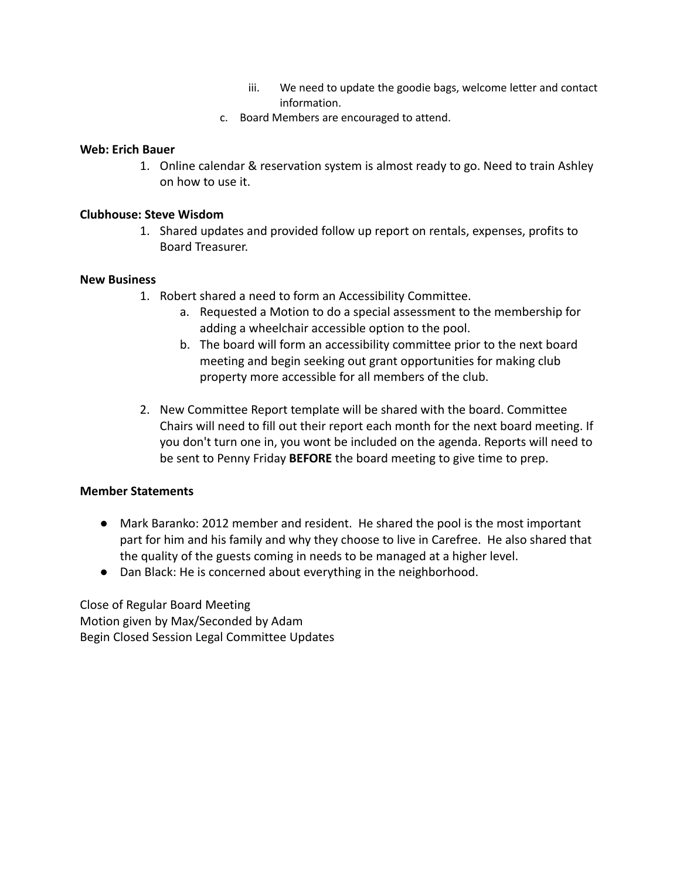iii. We need to update the goodie bags, welcome letter and contact information.

c. Board Members are encouraged to attend.

**Web: Erich Bauer**

1. Online calendar & reservation system is almost ready to go. Need to train Ashley on how to use it.

**Clubhouse: Steve Wisdom**

1. Shared updates and provided follow up report on rentals, expenses, profits to Board Treasurer.

**New Business**

1. Robert shared a need to form an Accessibility Committee.
   a. Requested a Motion to do a special assessment to the membership for adding a wheelchair accessible option to the pool.
   b. The board will form an accessibility committee prior to the next board meeting and begin seeking out grant opportunities for making club property more accessible for all members of the club.

2. New Committee Report template will be shared with the board. Committee Chairs will need to fill out their report each month for the next board meeting. If you don't turn one in, you wont be included on the agenda. Reports will need to be sent to Penny Friday **BEFORE** the board meeting to give time to prep.

**Member Statements**

- Mark Baranko: 2012 member and resident. He shared the pool is the most important part for him and his family and why they choose to live in Carefree. He also shared that the quality of the guests coming in needs to be managed at a higher level.
- Dan Black: He is concerned about everything in the neighborhood.

Close of Regular Board Meeting
Motion given by Max/Seconded by Adam
Begin Closed Session Legal Committee Updates